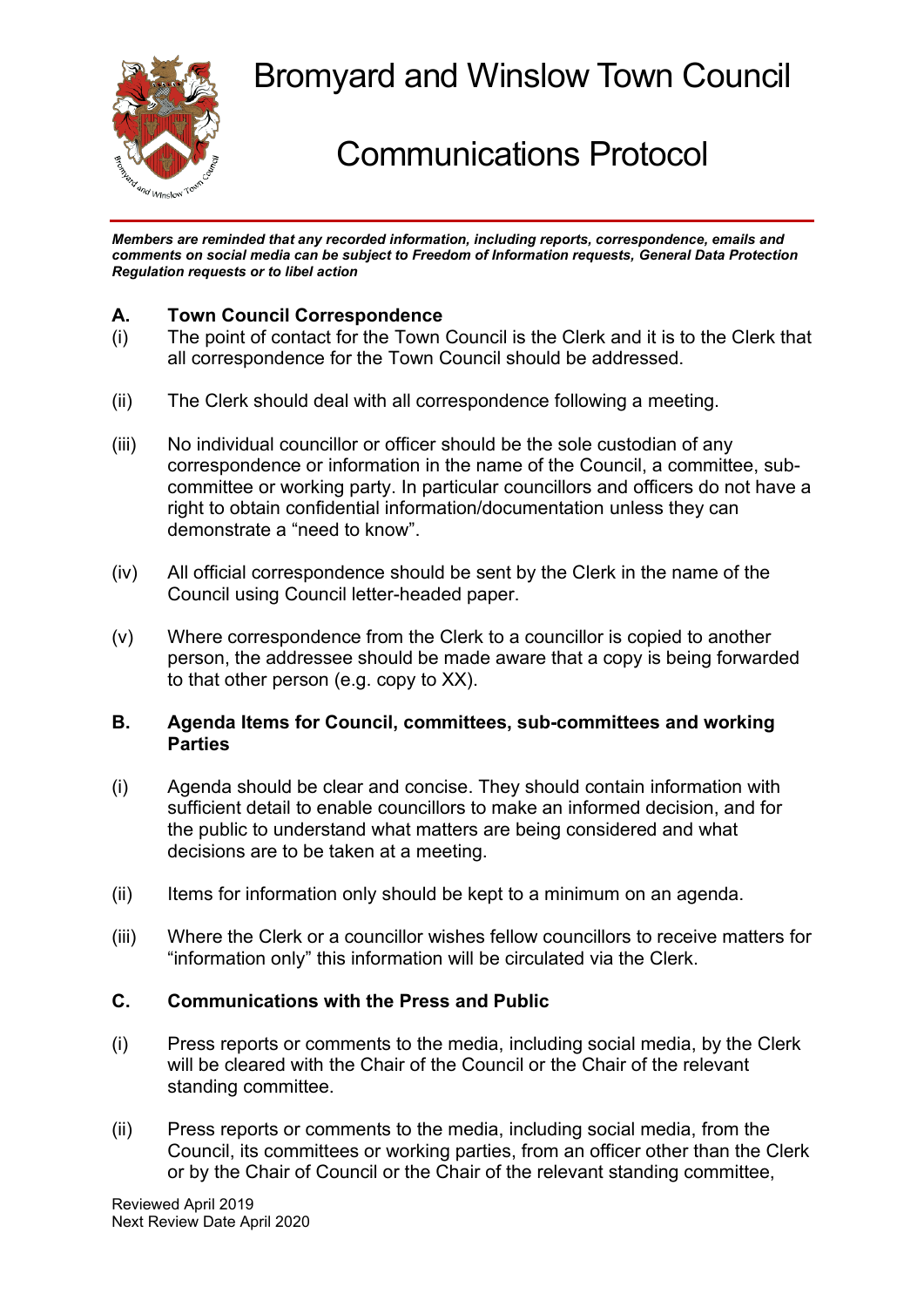# Bromyard and Winslow Town Council

# Communications Protocol

***Members are reminded that any recorded information, including reports, correspondence, emails and comments on social media can be subject to Freedom of Information requests, General Data Protection Regulation requests or to libel action***

## A. Town Council Correspondence

(i) The point of contact for the Town Council is the Clerk and it is to the Clerk that all correspondence for the Town Council should be addressed.

(ii) The Clerk should deal with all correspondence following a meeting.

(iii) No individual councillor or officer should be the sole custodian of any correspondence or information in the name of the Council, a committee, sub-committee or working party. In particular councillors and officers do not have a right to obtain confidential information/documentation unless they can demonstrate a “need to know”.

(iv) All official correspondence should be sent by the Clerk in the name of the Council using Council letter-headed paper.

(v) Where correspondence from the Clerk to a councillor is copied to another person, the addressee should be made aware that a copy is being forwarded to that other person (e.g. copy to XX).

## B. Agenda Items for Council, committees, sub-committees and working Parties

(i) Agenda should be clear and concise. They should contain information with sufficient detail to enable councillors to make an informed decision, and for the public to understand what matters are being considered and what decisions are to be taken at a meeting.

(ii) Items for information only should be kept to a minimum on an agenda.

(iii) Where the Clerk or a councillor wishes fellow councillors to receive matters for “information only” this information will be circulated via the Clerk.

## C. Communications with the Press and Public

(i) Press reports or comments to the media, including social media, by the Clerk will be cleared with the Chair of the Council or the Chair of the relevant standing committee.

(ii) Press reports or comments to the media, including social media, from the Council, its committees or working parties, from an officer other than the Clerk or by the Chair of Council or the Chair of the relevant standing committee,

Reviewed April 2019
Next Review Date April 2020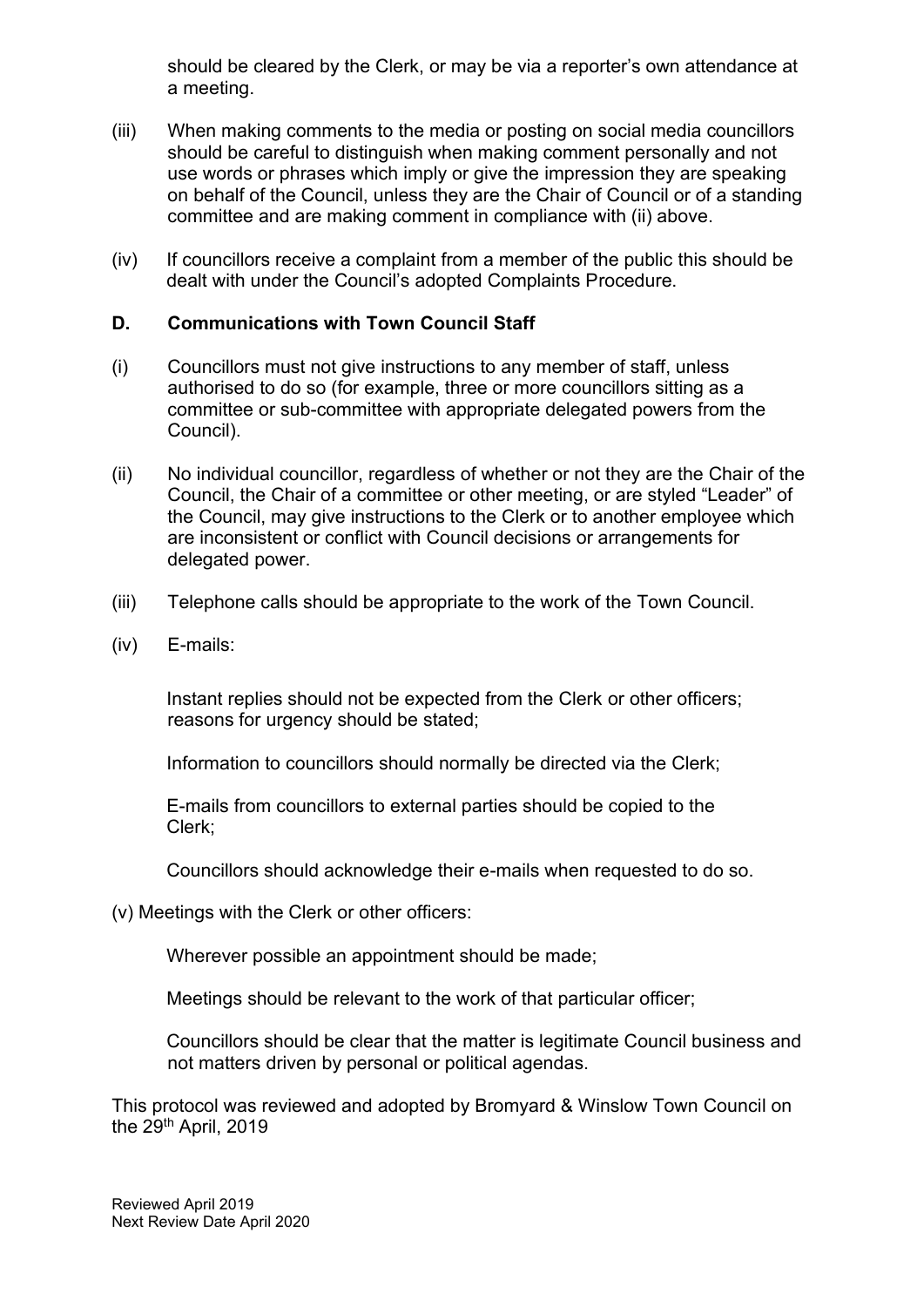should be cleared by the Clerk, or may be via a reporter's own attendance at a meeting.

(iii) When making comments to the media or posting on social media councillors should be careful to distinguish when making comment personally and not use words or phrases which imply or give the impression they are speaking on behalf of the Council, unless they are the Chair of Council or of a standing committee and are making comment in compliance with (ii) above.

(iv) If councillors receive a complaint from a member of the public this should be dealt with under the Council's adopted Complaints Procedure.

**D. Communications with Town Council Staff**

(i) Councillors must not give instructions to any member of staff, unless authorised to do so (for example, three or more councillors sitting as a committee or sub-committee with appropriate delegated powers from the Council).

(ii) No individual councillor, regardless of whether or not they are the Chair of the Council, the Chair of a committee or other meeting, or are styled "Leader" of the Council, may give instructions to the Clerk or to another employee which are inconsistent or conflict with Council decisions or arrangements for delegated power.

(iii) Telephone calls should be appropriate to the work of the Town Council.

(iv) E-mails:

Instant replies should not be expected from the Clerk or other officers; reasons for urgency should be stated;

Information to councillors should normally be directed via the Clerk;

E-mails from councillors to external parties should be copied to the Clerk;

Councillors should acknowledge their e-mails when requested to do so.

(v) Meetings with the Clerk or other officers:

Wherever possible an appointment should be made;

Meetings should be relevant to the work of that particular officer;

Councillors should be clear that the matter is legitimate Council business and not matters driven by personal or political agendas.

This protocol was reviewed and adopted by Bromyard & Winslow Town Council on the 29th April, 2019

Reviewed April 2019
Next Review Date April 2020